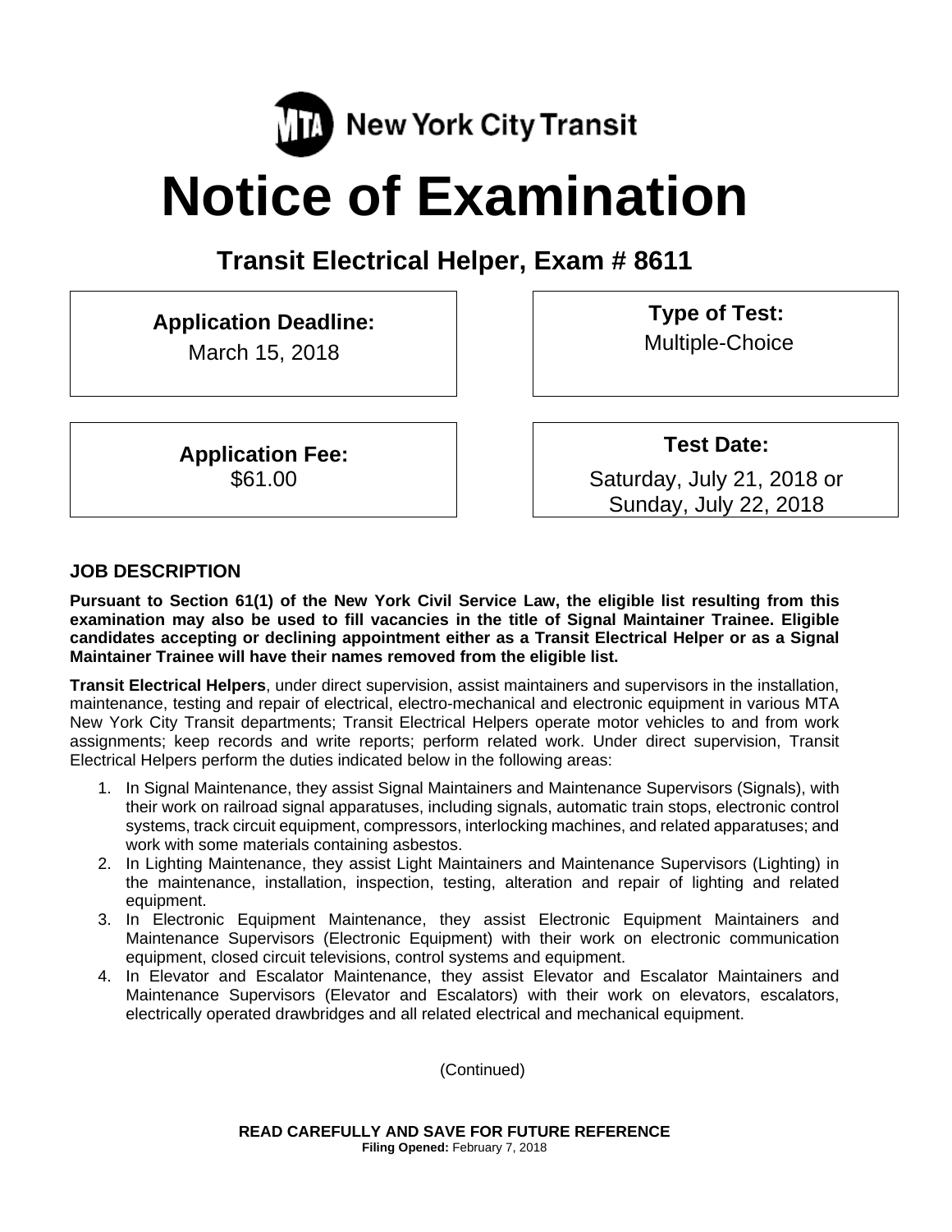MTA New York City Transit

# Notice of Examination

## Transit Electrical Helper, Exam # 8611

**Application Deadline:**
March 15, 2018

**Type of Test:**
Multiple-Choice

**Application Fee:**
$61.00

**Test Date:**
Saturday, July 21, 2018 or
Sunday, July 22, 2018

### JOB DESCRIPTION

**Pursuant to Section 61(1) of the New York Civil Service Law, the eligible list resulting from this examination may also be used to fill vacancies in the title of Signal Maintainer Trainee. Eligible candidates accepting or declining appointment either as a Transit Electrical Helper or as a Signal Maintainer Trainee will have their names removed from the eligible list.**

**Transit Electrical Helpers**, under direct supervision, assist maintainers and supervisors in the installation, maintenance, testing and repair of electrical, electro-mechanical and electronic equipment in various MTA New York City Transit departments; Transit Electrical Helpers operate motor vehicles to and from work assignments; keep records and write reports; perform related work. Under direct supervision, Transit Electrical Helpers perform the duties indicated below in the following areas:

1. In Signal Maintenance, they assist Signal Maintainers and Maintenance Supervisors (Signals), with their work on railroad signal apparatuses, including signals, automatic train stops, electronic control systems, track circuit equipment, compressors, interlocking machines, and related apparatuses; and work with some materials containing asbestos.
2. In Lighting Maintenance, they assist Light Maintainers and Maintenance Supervisors (Lighting) in the maintenance, installation, inspection, testing, alteration and repair of lighting and related equipment.
3. In Electronic Equipment Maintenance, they assist Electronic Equipment Maintainers and Maintenance Supervisors (Electronic Equipment) with their work on electronic communication equipment, closed circuit televisions, control systems and equipment.
4. In Elevator and Escalator Maintenance, they assist Elevator and Escalator Maintainers and Maintenance Supervisors (Elevator and Escalators) with their work on elevators, escalators, electrically operated drawbridges and all related electrical and mechanical equipment.

(Continued)

**READ CAREFULLY AND SAVE FOR FUTURE REFERENCE**
**Filing Opened:** February 7, 2018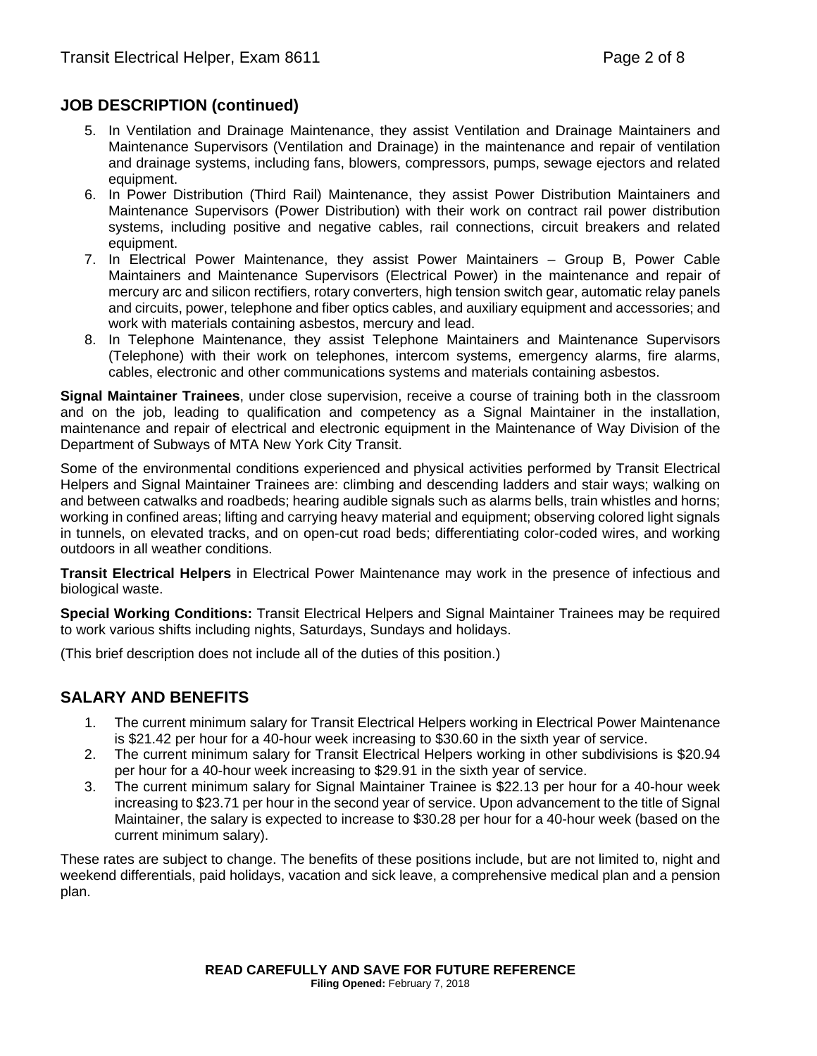## JOB DESCRIPTION (continued)

5. In Ventilation and Drainage Maintenance, they assist Ventilation and Drainage Maintainers and Maintenance Supervisors (Ventilation and Drainage) in the maintenance and repair of ventilation and drainage systems, including fans, blowers, compressors, pumps, sewage ejectors and related equipment.
6. In Power Distribution (Third Rail) Maintenance, they assist Power Distribution Maintainers and Maintenance Supervisors (Power Distribution) with their work on contract rail power distribution systems, including positive and negative cables, rail connections, circuit breakers and related equipment.
7. In Electrical Power Maintenance, they assist Power Maintainers – Group B, Power Cable Maintainers and Maintenance Supervisors (Electrical Power) in the maintenance and repair of mercury arc and silicon rectifiers, rotary converters, high tension switch gear, automatic relay panels and circuits, power, telephone and fiber optics cables, and auxiliary equipment and accessories; and work with materials containing asbestos, mercury and lead.
8. In Telephone Maintenance, they assist Telephone Maintainers and Maintenance Supervisors (Telephone) with their work on telephones, intercom systems, emergency alarms, fire alarms, cables, electronic and other communications systems and materials containing asbestos.

**Signal Maintainer Trainees**, under close supervision, receive a course of training both in the classroom and on the job, leading to qualification and competency as a Signal Maintainer in the installation, maintenance and repair of electrical and electronic equipment in the Maintenance of Way Division of the Department of Subways of MTA New York City Transit.

Some of the environmental conditions experienced and physical activities performed by Transit Electrical Helpers and Signal Maintainer Trainees are: climbing and descending ladders and stair ways; walking on and between catwalks and roadbeds; hearing audible signals such as alarms bells, train whistles and horns; working in confined areas; lifting and carrying heavy material and equipment; observing colored light signals in tunnels, on elevated tracks, and on open-cut road beds; differentiating color-coded wires, and working outdoors in all weather conditions.

**Transit Electrical Helpers** in Electrical Power Maintenance may work in the presence of infectious and biological waste.

**Special Working Conditions:** Transit Electrical Helpers and Signal Maintainer Trainees may be required to work various shifts including nights, Saturdays, Sundays and holidays.

(This brief description does not include all of the duties of this position.)

## SALARY AND BENEFITS

1. The current minimum salary for Transit Electrical Helpers working in Electrical Power Maintenance is $21.42 per hour for a 40-hour week increasing to $30.60 in the sixth year of service.
2. The current minimum salary for Transit Electrical Helpers working in other subdivisions is $20.94 per hour for a 40-hour week increasing to $29.91 in the sixth year of service.
3. The current minimum salary for Signal Maintainer Trainee is $22.13 per hour for a 40-hour week increasing to $23.71 per hour in the second year of service. Upon advancement to the title of Signal Maintainer, the salary is expected to increase to $30.28 per hour for a 40-hour week (based on the current minimum salary).

These rates are subject to change. The benefits of these positions include, but are not limited to, night and weekend differentials, paid holidays, vacation and sick leave, a comprehensive medical plan and a pension plan.

**READ CAREFULLY AND SAVE FOR FUTURE REFERENCE**
**Filing Opened:** February 7, 2018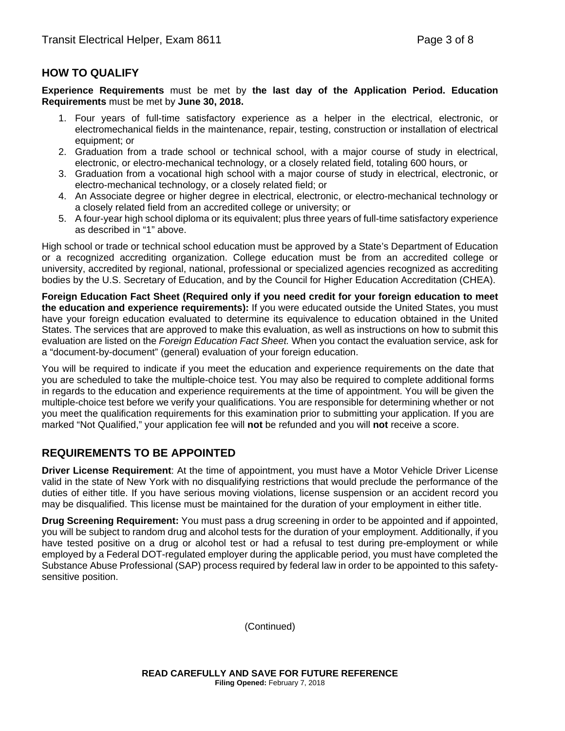## HOW TO QUALIFY

**Experience Requirements** must be met by **the last day of the Application Period. Education Requirements** must be met by **June 30, 2018.**

1. Four years of full-time satisfactory experience as a helper in the electrical, electronic, or electromechanical fields in the maintenance, repair, testing, construction or installation of electrical equipment; or
2. Graduation from a trade school or technical school, with a major course of study in electrical, electronic, or electro-mechanical technology, or a closely related field, totaling 600 hours, or
3. Graduation from a vocational high school with a major course of study in electrical, electronic, or electro-mechanical technology, or a closely related field; or
4. An Associate degree or higher degree in electrical, electronic, or electro-mechanical technology or a closely related field from an accredited college or university; or
5. A four-year high school diploma or its equivalent; plus three years of full-time satisfactory experience as described in "1" above.

High school or trade or technical school education must be approved by a State's Department of Education or a recognized accrediting organization. College education must be from an accredited college or university, accredited by regional, national, professional or specialized agencies recognized as accrediting bodies by the U.S. Secretary of Education, and by the Council for Higher Education Accreditation (CHEA).

**Foreign Education Fact Sheet (Required only if you need credit for your foreign education to meet the education and experience requirements):** If you were educated outside the United States, you must have your foreign education evaluated to determine its equivalence to education obtained in the United States. The services that are approved to make this evaluation, as well as instructions on how to submit this evaluation are listed on the *Foreign Education Fact Sheet.* When you contact the evaluation service, ask for a "document-by-document" (general) evaluation of your foreign education.

You will be required to indicate if you meet the education and experience requirements on the date that you are scheduled to take the multiple-choice test. You may also be required to complete additional forms in regards to the education and experience requirements at the time of appointment. You will be given the multiple-choice test before we verify your qualifications. You are responsible for determining whether or not you meet the qualification requirements for this examination prior to submitting your application. If you are marked "Not Qualified," your application fee will **not** be refunded and you will **not** receive a score.

## REQUIREMENTS TO BE APPOINTED

**Driver License Requirement**: At the time of appointment, you must have a Motor Vehicle Driver License valid in the state of New York with no disqualifying restrictions that would preclude the performance of the duties of either title. If you have serious moving violations, license suspension or an accident record you may be disqualified. This license must be maintained for the duration of your employment in either title.

**Drug Screening Requirement:** You must pass a drug screening in order to be appointed and if appointed, you will be subject to random drug and alcohol tests for the duration of your employment. Additionally, if you have tested positive on a drug or alcohol test or had a refusal to test during pre-employment or while employed by a Federal DOT-regulated employer during the applicable period, you must have completed the Substance Abuse Professional (SAP) process required by federal law in order to be appointed to this safety-sensitive position.

(Continued)

**READ CAREFULLY AND SAVE FOR FUTURE REFERENCE**
**Filing Opened:** February 7, 2018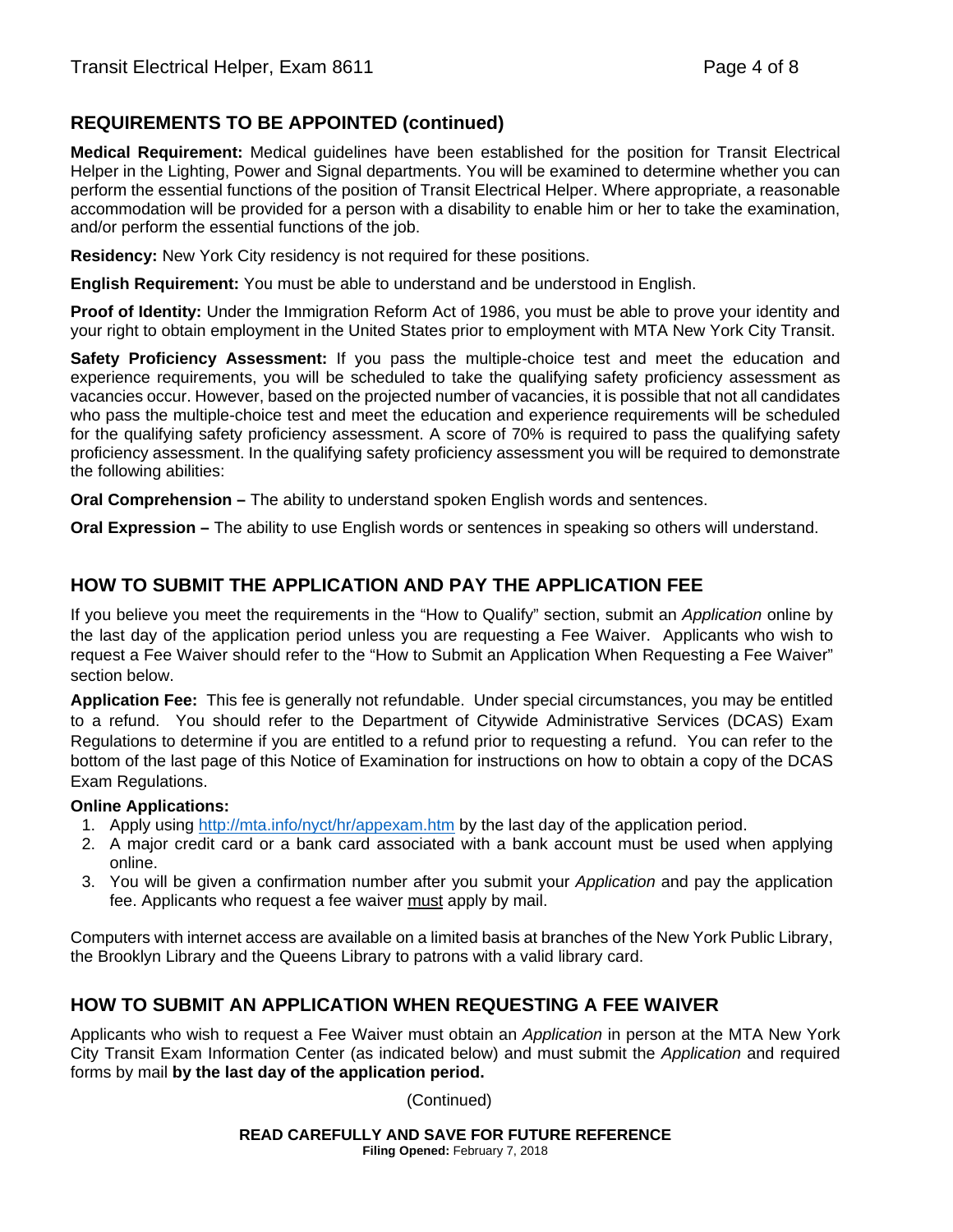## REQUIREMENTS TO BE APPOINTED (continued)

**Medical Requirement:** Medical guidelines have been established for the position for Transit Electrical Helper in the Lighting, Power and Signal departments. You will be examined to determine whether you can perform the essential functions of the position of Transit Electrical Helper. Where appropriate, a reasonable accommodation will be provided for a person with a disability to enable him or her to take the examination, and/or perform the essential functions of the job.

**Residency:** New York City residency is not required for these positions.

**English Requirement:** You must be able to understand and be understood in English.

**Proof of Identity:** Under the Immigration Reform Act of 1986, you must be able to prove your identity and your right to obtain employment in the United States prior to employment with MTA New York City Transit.

**Safety Proficiency Assessment:** If you pass the multiple-choice test and meet the education and experience requirements, you will be scheduled to take the qualifying safety proficiency assessment as vacancies occur. However, based on the projected number of vacancies, it is possible that not all candidates who pass the multiple-choice test and meet the education and experience requirements will be scheduled for the qualifying safety proficiency assessment. A score of 70% is required to pass the qualifying safety proficiency assessment. In the qualifying safety proficiency assessment you will be required to demonstrate the following abilities:

**Oral Comprehension –** The ability to understand spoken English words and sentences.

**Oral Expression –** The ability to use English words or sentences in speaking so others will understand.

## HOW TO SUBMIT THE APPLICATION AND PAY THE APPLICATION FEE

If you believe you meet the requirements in the "How to Qualify" section, submit an *Application* online by the last day of the application period unless you are requesting a Fee Waiver. Applicants who wish to request a Fee Waiver should refer to the "How to Submit an Application When Requesting a Fee Waiver" section below.

**Application Fee:** This fee is generally not refundable. Under special circumstances, you may be entitled to a refund. You should refer to the Department of Citywide Administrative Services (DCAS) Exam Regulations to determine if you are entitled to a refund prior to requesting a refund. You can refer to the bottom of the last page of this Notice of Examination for instructions on how to obtain a copy of the DCAS Exam Regulations.

**Online Applications:**

1. Apply using http://mta.info/nyct/hr/appexam.htm by the last day of the application period.
2. A major credit card or a bank card associated with a bank account must be used when applying online.
3. You will be given a confirmation number after you submit your *Application* and pay the application fee. Applicants who request a fee waiver must apply by mail.

Computers with internet access are available on a limited basis at branches of the New York Public Library, the Brooklyn Library and the Queens Library to patrons with a valid library card.

## HOW TO SUBMIT AN APPLICATION WHEN REQUESTING A FEE WAIVER

Applicants who wish to request a Fee Waiver must obtain an *Application* in person at the MTA New York City Transit Exam Information Center (as indicated below) and must submit the *Application* and required forms by mail **by the last day of the application period.**

(Continued)

**READ CAREFULLY AND SAVE FOR FUTURE REFERENCE**
**Filing Opened:** February 7, 2018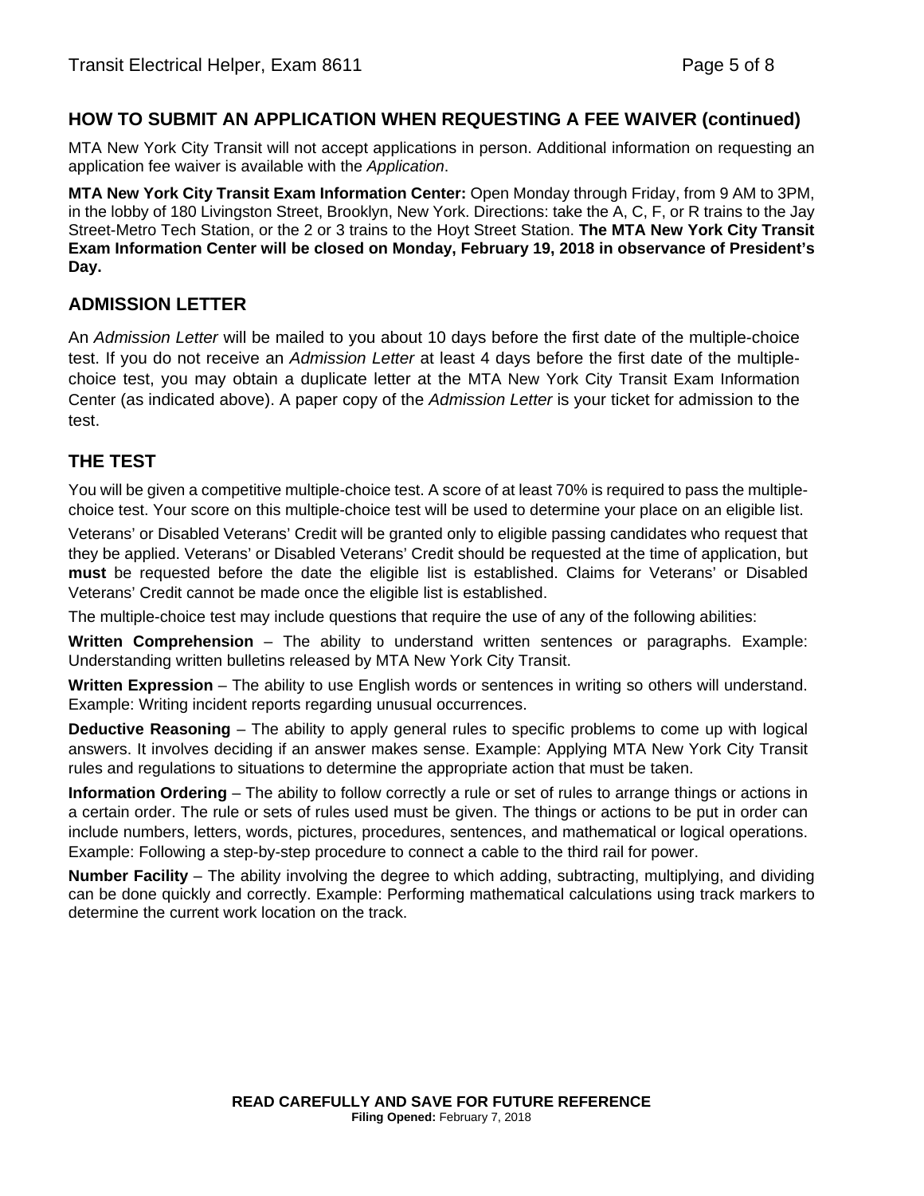## HOW TO SUBMIT AN APPLICATION WHEN REQUESTING A FEE WAIVER (continued)

MTA New York City Transit will not accept applications in person. Additional information on requesting an application fee waiver is available with the *Application*.

**MTA New York City Transit Exam Information Center:** Open Monday through Friday, from 9 AM to 3PM, in the lobby of 180 Livingston Street, Brooklyn, New York. Directions: take the A, C, F, or R trains to the Jay Street-Metro Tech Station, or the 2 or 3 trains to the Hoyt Street Station. **The MTA New York City Transit Exam Information Center will be closed on Monday, February 19, 2018 in observance of President's Day.**

## ADMISSION LETTER

An *Admission Letter* will be mailed to you about 10 days before the first date of the multiple-choice test. If you do not receive an *Admission Letter* at least 4 days before the first date of the multiple-choice test, you may obtain a duplicate letter at the MTA New York City Transit Exam Information Center (as indicated above). A paper copy of the *Admission Letter* is your ticket for admission to the test.

## THE TEST

You will be given a competitive multiple-choice test. A score of at least 70% is required to pass the multiple-choice test. Your score on this multiple-choice test will be used to determine your place on an eligible list.

Veterans' or Disabled Veterans' Credit will be granted only to eligible passing candidates who request that they be applied. Veterans' or Disabled Veterans' Credit should be requested at the time of application, but **must** be requested before the date the eligible list is established. Claims for Veterans' or Disabled Veterans' Credit cannot be made once the eligible list is established.

The multiple-choice test may include questions that require the use of any of the following abilities:

**Written Comprehension** – The ability to understand written sentences or paragraphs. Example: Understanding written bulletins released by MTA New York City Transit.

**Written Expression** – The ability to use English words or sentences in writing so others will understand. Example: Writing incident reports regarding unusual occurrences.

**Deductive Reasoning** – The ability to apply general rules to specific problems to come up with logical answers. It involves deciding if an answer makes sense. Example: Applying MTA New York City Transit rules and regulations to situations to determine the appropriate action that must be taken.

**Information Ordering** – The ability to follow correctly a rule or set of rules to arrange things or actions in a certain order. The rule or sets of rules used must be given. The things or actions to be put in order can include numbers, letters, words, pictures, procedures, sentences, and mathematical or logical operations. Example: Following a step-by-step procedure to connect a cable to the third rail for power.

**Number Facility** – The ability involving the degree to which adding, subtracting, multiplying, and dividing can be done quickly and correctly. Example: Performing mathematical calculations using track markers to determine the current work location on the track.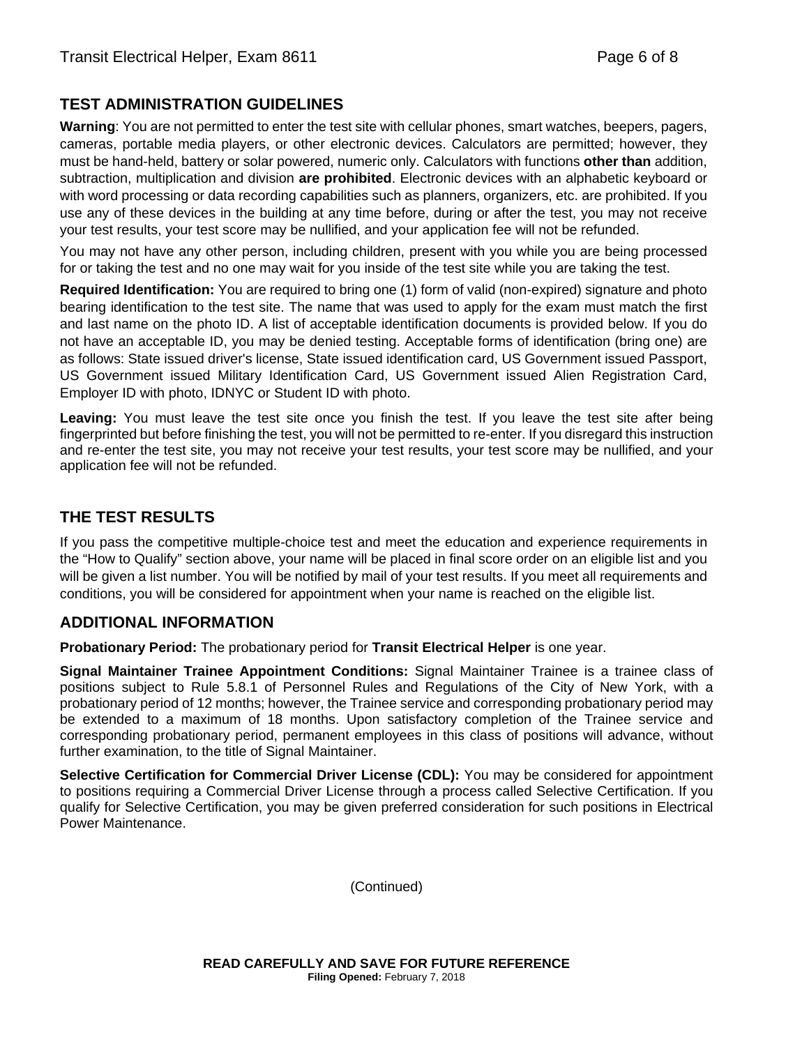## TEST ADMINISTRATION GUIDELINES

**Warning**: You are not permitted to enter the test site with cellular phones, smart watches, beepers, pagers, cameras, portable media players, or other electronic devices. Calculators are permitted; however, they must be hand-held, battery or solar powered, numeric only. Calculators with functions **other than** addition, subtraction, multiplication and division **are prohibited**. Electronic devices with an alphabetic keyboard or with word processing or data recording capabilities such as planners, organizers, etc. are prohibited. If you use any of these devices in the building at any time before, during or after the test, you may not receive your test results, your test score may be nullified, and your application fee will not be refunded.

You may not have any other person, including children, present with you while you are being processed for or taking the test and no one may wait for you inside of the test site while you are taking the test.

**Required Identification:** You are required to bring one (1) form of valid (non-expired) signature and photo bearing identification to the test site. The name that was used to apply for the exam must match the first and last name on the photo ID. A list of acceptable identification documents is provided below. If you do not have an acceptable ID, you may be denied testing. Acceptable forms of identification (bring one) are as follows: State issued driver's license, State issued identification card, US Government issued Passport, US Government issued Military Identification Card, US Government issued Alien Registration Card, Employer ID with photo, IDNYC or Student ID with photo.

**Leaving:** You must leave the test site once you finish the test. If you leave the test site after being fingerprinted but before finishing the test, you will not be permitted to re-enter. If you disregard this instruction and re-enter the test site, you may not receive your test results, your test score may be nullified, and your application fee will not be refunded.

## THE TEST RESULTS

If you pass the competitive multiple-choice test and meet the education and experience requirements in the "How to Qualify" section above, your name will be placed in final score order on an eligible list and you will be given a list number. You will be notified by mail of your test results. If you meet all requirements and conditions, you will be considered for appointment when your name is reached on the eligible list.

## ADDITIONAL INFORMATION

**Probationary Period:** The probationary period for **Transit Electrical Helper** is one year.

**Signal Maintainer Trainee Appointment Conditions:** Signal Maintainer Trainee is a trainee class of positions subject to Rule 5.8.1 of Personnel Rules and Regulations of the City of New York, with a probationary period of 12 months; however, the Trainee service and corresponding probationary period may be extended to a maximum of 18 months. Upon satisfactory completion of the Trainee service and corresponding probationary period, permanent employees in this class of positions will advance, without further examination, to the title of Signal Maintainer.

**Selective Certification for Commercial Driver License (CDL):** You may be considered for appointment to positions requiring a Commercial Driver License through a process called Selective Certification. If you qualify for Selective Certification, you may be given preferred consideration for such positions in Electrical Power Maintenance.

(Continued)

**READ CAREFULLY AND SAVE FOR FUTURE REFERENCE**
**Filing Opened:** February 7, 2018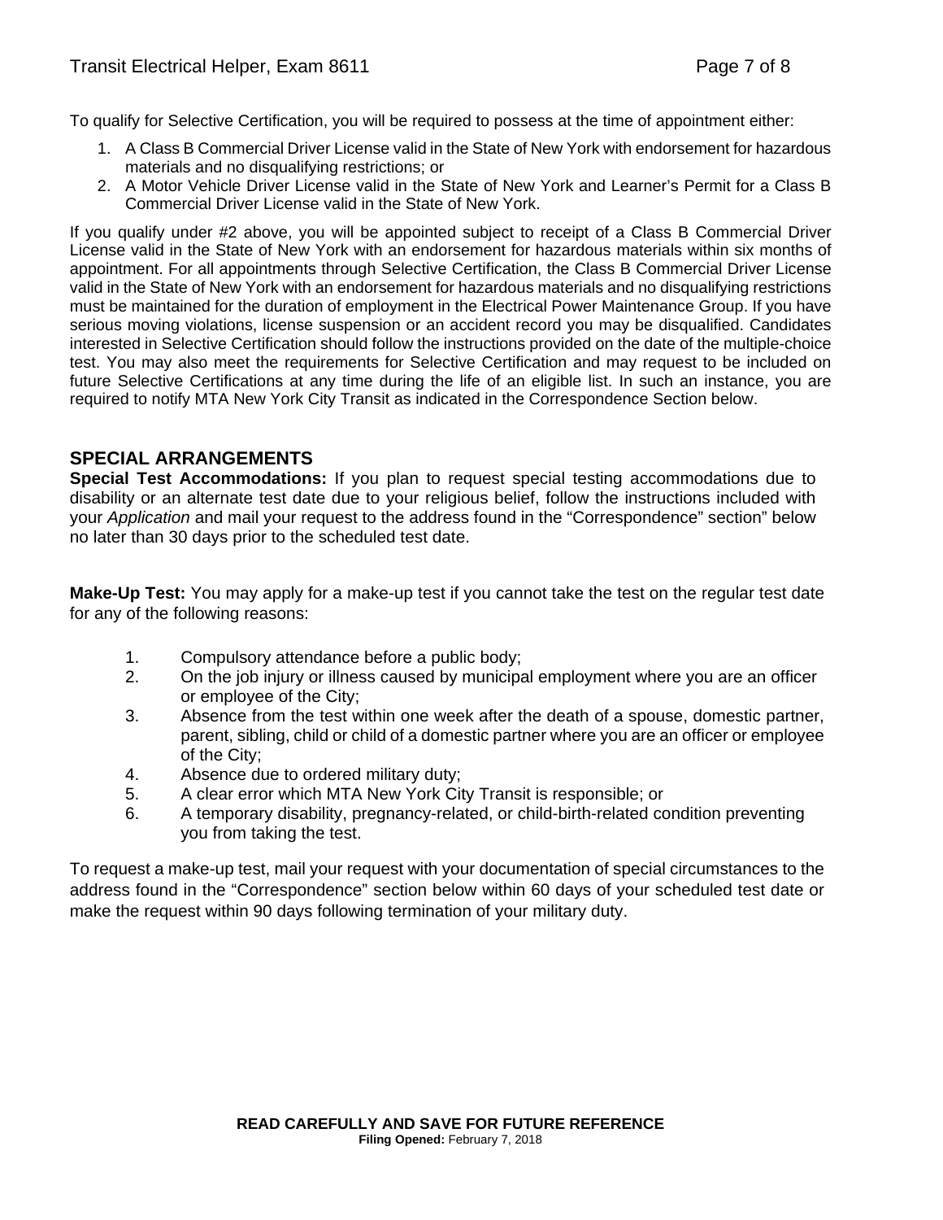To qualify for Selective Certification, you will be required to possess at the time of appointment either:

1. A Class B Commercial Driver License valid in the State of New York with endorsement for hazardous materials and no disqualifying restrictions; or
2. A Motor Vehicle Driver License valid in the State of New York and Learner's Permit for a Class B Commercial Driver License valid in the State of New York.

If you qualify under #2 above, you will be appointed subject to receipt of a Class B Commercial Driver License valid in the State of New York with an endorsement for hazardous materials within six months of appointment. For all appointments through Selective Certification, the Class B Commercial Driver License valid in the State of New York with an endorsement for hazardous materials and no disqualifying restrictions must be maintained for the duration of employment in the Electrical Power Maintenance Group. If you have serious moving violations, license suspension or an accident record you may be disqualified. Candidates interested in Selective Certification should follow the instructions provided on the date of the multiple-choice test. You may also meet the requirements for Selective Certification and may request to be included on future Selective Certifications at any time during the life of an eligible list. In such an instance, you are required to notify MTA New York City Transit as indicated in the Correspondence Section below.

## SPECIAL ARRANGEMENTS

**Special Test Accommodations:** If you plan to request special testing accommodations due to disability or an alternate test date due to your religious belief, follow the instructions included with your *Application* and mail your request to the address found in the "Correspondence" section" below no later than 30 days prior to the scheduled test date.

**Make-Up Test:** You may apply for a make-up test if you cannot take the test on the regular test date for any of the following reasons:

1. Compulsory attendance before a public body;
2. On the job injury or illness caused by municipal employment where you are an officer or employee of the City;
3. Absence from the test within one week after the death of a spouse, domestic partner, parent, sibling, child or child of a domestic partner where you are an officer or employee of the City;
4. Absence due to ordered military duty;
5. A clear error which MTA New York City Transit is responsible; or
6. A temporary disability, pregnancy-related, or child-birth-related condition preventing you from taking the test.

To request a make-up test, mail your request with your documentation of special circumstances to the address found in the "Correspondence" section below within 60 days of your scheduled test date or make the request within 90 days following termination of your military duty.

**READ CAREFULLY AND SAVE FOR FUTURE REFERENCE**
**Filing Opened:** February 7, 2018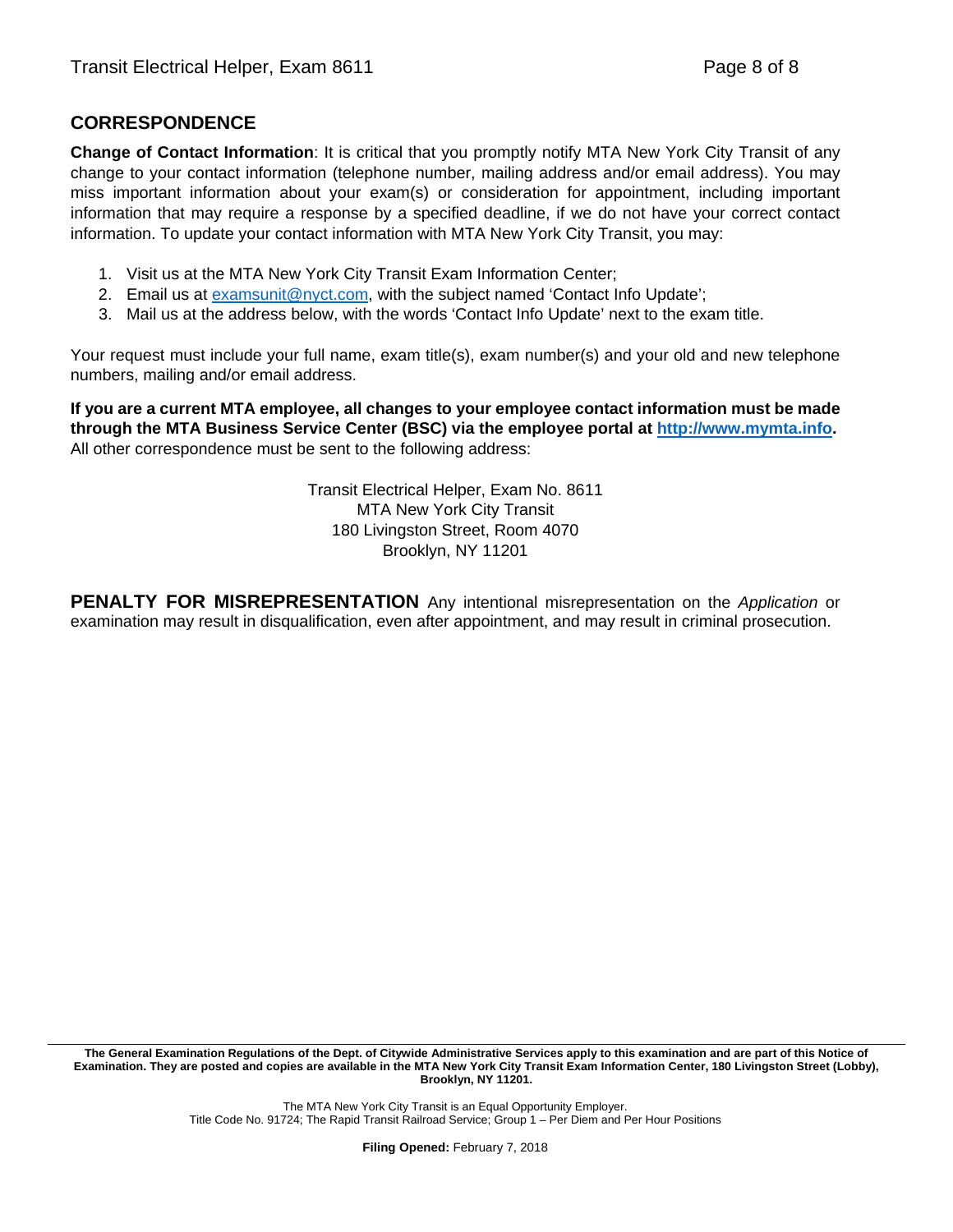## CORRESPONDENCE

**Change of Contact Information**: It is critical that you promptly notify MTA New York City Transit of any change to your contact information (telephone number, mailing address and/or email address). You may miss important information about your exam(s) or consideration for appointment, including important information that may require a response by a specified deadline, if we do not have your correct contact information. To update your contact information with MTA New York City Transit, you may:

1. Visit us at the MTA New York City Transit Exam Information Center;
2. Email us at examsunit@nyct.com, with the subject named 'Contact Info Update';
3. Mail us at the address below, with the words 'Contact Info Update' next to the exam title.

Your request must include your full name, exam title(s), exam number(s) and your old and new telephone numbers, mailing and/or email address.

**If you are a current MTA employee, all changes to your employee contact information must be made through the MTA Business Service Center (BSC) via the employee portal at http://www.mymta.info.** All other correspondence must be sent to the following address:

Transit Electrical Helper, Exam No. 8611
MTA New York City Transit
180 Livingston Street, Room 4070
Brooklyn, NY 11201

**PENALTY FOR MISREPRESENTATION** Any intentional misrepresentation on the *Application* or examination may result in disqualification, even after appointment, and may result in criminal prosecution.

**The General Examination Regulations of the Dept. of Citywide Administrative Services apply to this examination and are part of this Notice of Examination. They are posted and copies are available in the MTA New York City Transit Exam Information Center, 180 Livingston Street (Lobby), Brooklyn, NY 11201.**

The MTA New York City Transit is an Equal Opportunity Employer.
Title Code No. 91724; The Rapid Transit Railroad Service; Group 1 – Per Diem and Per Hour Positions

**Filing Opened:** February 7, 2018